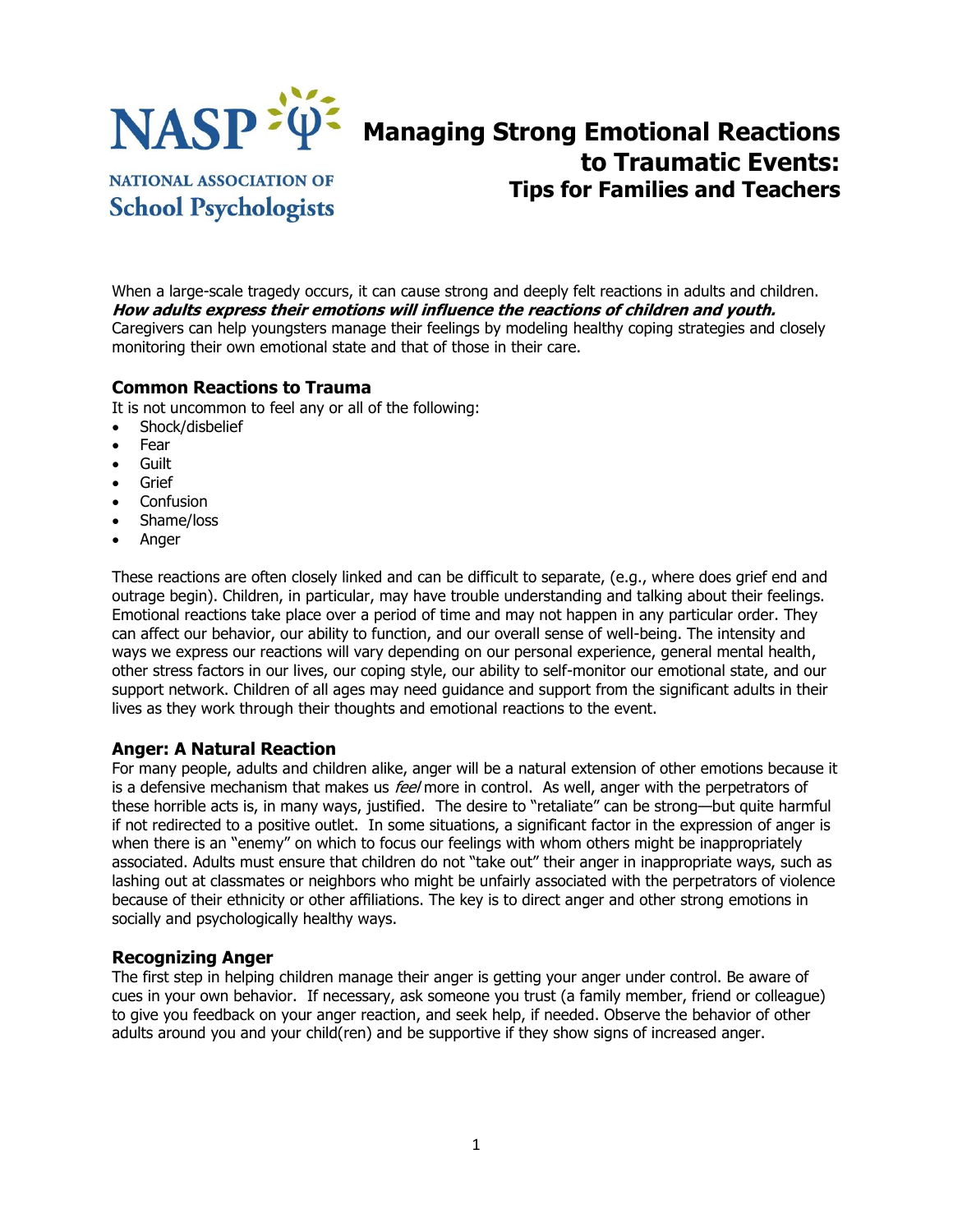NASP NATIONAL ASSOCIATION OF School Psychologists

# Managing Strong Emotional Reactions to Traumatic Events:
## Tips for Families and Teachers

When a large-scale tragedy occurs, it can cause strong and deeply felt reactions in adults and children. ***How adults express their emotions will influence the reactions of children and youth.*** Caregivers can help youngsters manage their feelings by modeling healthy coping strategies and closely monitoring their own emotional state and that of those in their care.

### Common Reactions to Trauma

It is not uncommon to feel any or all of the following:

- Shock/disbelief
- Fear
- Guilt
- Grief
- Confusion
- Shame/loss
- Anger

These reactions are often closely linked and can be difficult to separate, (e.g., where does grief end and outrage begin). Children, in particular, may have trouble understanding and talking about their feelings. Emotional reactions take place over a period of time and may not happen in any particular order. They can affect our behavior, our ability to function, and our overall sense of well-being. The intensity and ways we express our reactions will vary depending on our personal experience, general mental health, other stress factors in our lives, our coping style, our ability to self-monitor our emotional state, and our support network. Children of all ages may need guidance and support from the significant adults in their lives as they work through their thoughts and emotional reactions to the event.

### Anger: A Natural Reaction

For many people, adults and children alike, anger will be a natural extension of other emotions because it is a defensive mechanism that makes us *feel* more in control. As well, anger with the perpetrators of these horrible acts is, in many ways, justified. The desire to "retaliate" can be strong—but quite harmful if not redirected to a positive outlet. In some situations, a significant factor in the expression of anger is when there is an "enemy" on which to focus our feelings with whom others might be inappropriately associated. Adults must ensure that children do not "take out" their anger in inappropriate ways, such as lashing out at classmates or neighbors who might be unfairly associated with the perpetrators of violence because of their ethnicity or other affiliations. The key is to direct anger and other strong emotions in socially and psychologically healthy ways.

### Recognizing Anger

The first step in helping children manage their anger is getting your anger under control. Be aware of cues in your own behavior. If necessary, ask someone you trust (a family member, friend or colleague) to give you feedback on your anger reaction, and seek help, if needed. Observe the behavior of other adults around you and your child(ren) and be supportive if they show signs of increased anger.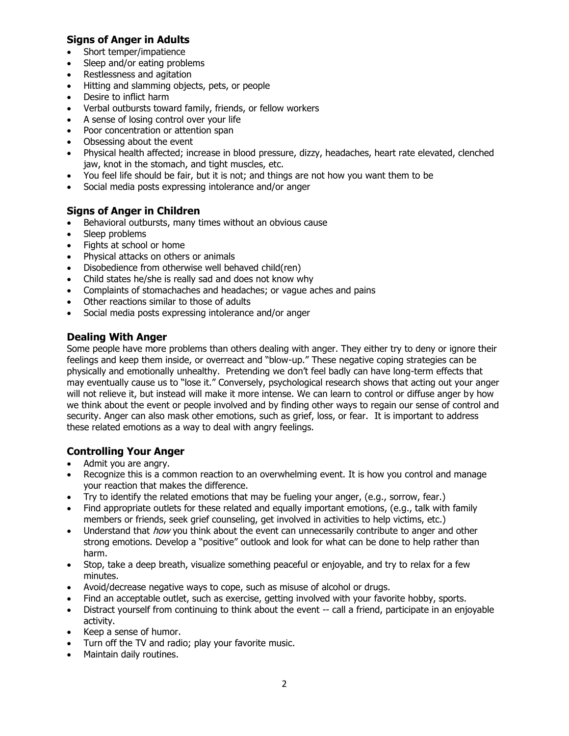## Signs of Anger in Adults

- Short temper/impatience
- Sleep and/or eating problems
- Restlessness and agitation
- Hitting and slamming objects, pets, or people
- Desire to inflict harm
- Verbal outbursts toward family, friends, or fellow workers
- A sense of losing control over your life
- Poor concentration or attention span
- Obsessing about the event
- Physical health affected; increase in blood pressure, dizzy, headaches, heart rate elevated, clenched jaw, knot in the stomach, and tight muscles, etc.
- You feel life should be fair, but it is not; and things are not how you want them to be
- Social media posts expressing intolerance and/or anger

## Signs of Anger in Children

- Behavioral outbursts, many times without an obvious cause
- Sleep problems
- Fights at school or home
- Physical attacks on others or animals
- Disobedience from otherwise well behaved child(ren)
- Child states he/she is really sad and does not know why
- Complaints of stomachaches and headaches; or vague aches and pains
- Other reactions similar to those of adults
- Social media posts expressing intolerance and/or anger

## Dealing With Anger

Some people have more problems than others dealing with anger. They either try to deny or ignore their feelings and keep them inside, or overreact and "blow-up." These negative coping strategies can be physically and emotionally unhealthy. Pretending we don't feel badly can have long-term effects that may eventually cause us to "lose it." Conversely, psychological research shows that acting out your anger will not relieve it, but instead will make it more intense. We can learn to control or diffuse anger by how we think about the event or people involved and by finding other ways to regain our sense of control and security. Anger can also mask other emotions, such as grief, loss, or fear. It is important to address these related emotions as a way to deal with angry feelings.

## Controlling Your Anger

- Admit you are angry.
- Recognize this is a common reaction to an overwhelming event. It is how you control and manage your reaction that makes the difference.
- Try to identify the related emotions that may be fueling your anger, (e.g., sorrow, fear.)
- Find appropriate outlets for these related and equally important emotions, (e.g., talk with family members or friends, seek grief counseling, get involved in activities to help victims, etc.)
- Understand that *how* you think about the event can unnecessarily contribute to anger and other strong emotions. Develop a "positive" outlook and look for what can be done to help rather than harm.
- Stop, take a deep breath, visualize something peaceful or enjoyable, and try to relax for a few minutes.
- Avoid/decrease negative ways to cope, such as misuse of alcohol or drugs.
- Find an acceptable outlet, such as exercise, getting involved with your favorite hobby, sports.
- Distract yourself from continuing to think about the event -- call a friend, participate in an enjoyable activity.
- Keep a sense of humor.
- Turn off the TV and radio; play your favorite music.
- Maintain daily routines.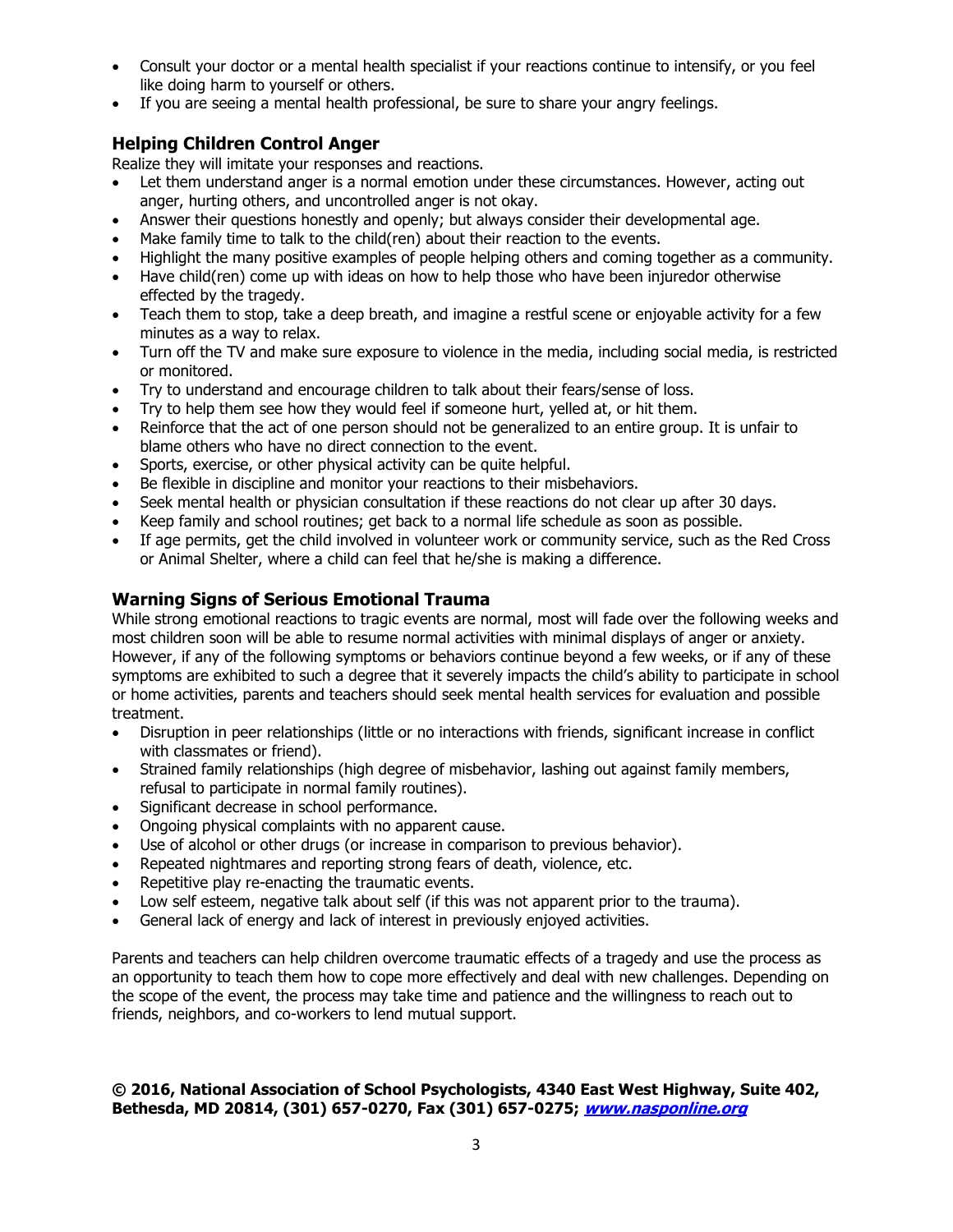- Consult your doctor or a mental health specialist if your reactions continue to intensify, or you feel like doing harm to yourself or others.
- If you are seeing a mental health professional, be sure to share your angry feelings.

### Helping Children Control Anger

Realize they will imitate your responses and reactions.

- Let them understand anger is a normal emotion under these circumstances. However, acting out anger, hurting others, and uncontrolled anger is not okay.
- Answer their questions honestly and openly; but always consider their developmental age.
- Make family time to talk to the child(ren) about their reaction to the events.
- Highlight the many positive examples of people helping others and coming together as a community.
- Have child(ren) come up with ideas on how to help those who have been injuredor otherwise effected by the tragedy.
- Teach them to stop, take a deep breath, and imagine a restful scene or enjoyable activity for a few minutes as a way to relax.
- Turn off the TV and make sure exposure to violence in the media, including social media, is restricted or monitored.
- Try to understand and encourage children to talk about their fears/sense of loss.
- Try to help them see how they would feel if someone hurt, yelled at, or hit them.
- Reinforce that the act of one person should not be generalized to an entire group. It is unfair to blame others who have no direct connection to the event.
- Sports, exercise, or other physical activity can be quite helpful.
- Be flexible in discipline and monitor your reactions to their misbehaviors.
- Seek mental health or physician consultation if these reactions do not clear up after 30 days.
- Keep family and school routines; get back to a normal life schedule as soon as possible.
- If age permits, get the child involved in volunteer work or community service, such as the Red Cross or Animal Shelter, where a child can feel that he/she is making a difference.

### Warning Signs of Serious Emotional Trauma

While strong emotional reactions to tragic events are normal, most will fade over the following weeks and most children soon will be able to resume normal activities with minimal displays of anger or anxiety. However, if any of the following symptoms or behaviors continue beyond a few weeks, or if any of these symptoms are exhibited to such a degree that it severely impacts the child's ability to participate in school or home activities, parents and teachers should seek mental health services for evaluation and possible treatment.

- Disruption in peer relationships (little or no interactions with friends, significant increase in conflict with classmates or friend).
- Strained family relationships (high degree of misbehavior, lashing out against family members, refusal to participate in normal family routines).
- Significant decrease in school performance.
- Ongoing physical complaints with no apparent cause.
- Use of alcohol or other drugs (or increase in comparison to previous behavior).
- Repeated nightmares and reporting strong fears of death, violence, etc.
- Repetitive play re-enacting the traumatic events.
- Low self esteem, negative talk about self (if this was not apparent prior to the trauma).
- General lack of energy and lack of interest in previously enjoyed activities.

Parents and teachers can help children overcome traumatic effects of a tragedy and use the process as an opportunity to teach them how to cope more effectively and deal with new challenges. Depending on the scope of the event, the process may take time and patience and the willingness to reach out to friends, neighbors, and co-workers to lend mutual support.

**© 2016, National Association of School Psychologists, 4340 East West Highway, Suite 402, Bethesda, MD 20814, (301) 657-0270, Fax (301) 657-0275; *www.nasponline.org***